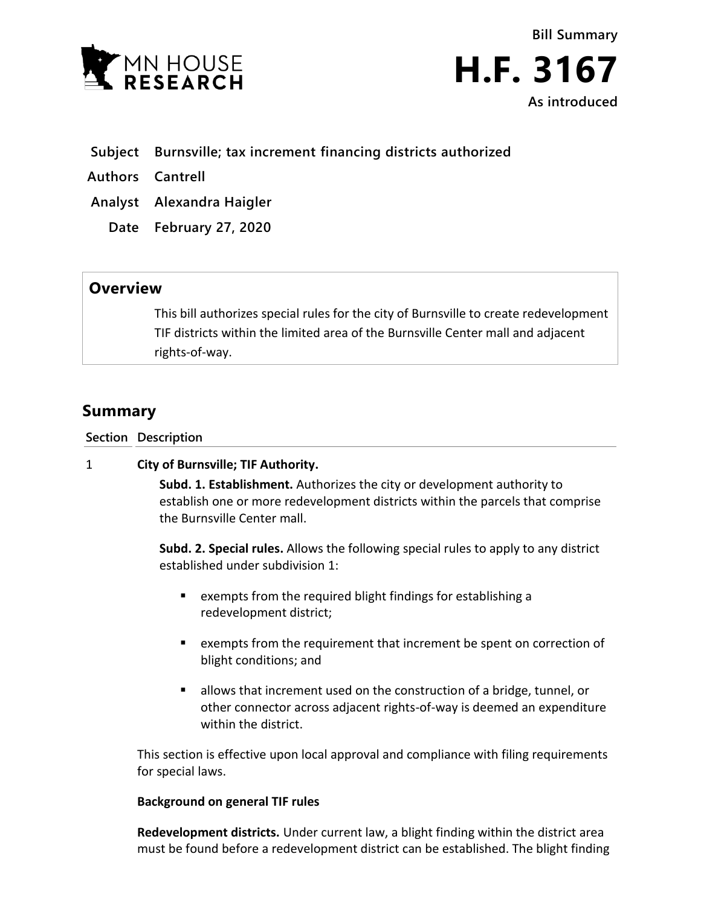Bill Summary

# H.F. 3167

As introduced

**Subject** Burnsville; tax increment financing districts authorized

**Authors** Cantrell

**Analyst** Alexandra Haigler

**Date** February 27, 2020

## Overview

This bill authorizes special rules for the city of Burnsville to create redevelopment TIF districts within the limited area of the Burnsville Center mall and adjacent rights-of-way.

## Summary

| Section | Description |
|---|---|
| 1 | **City of Burnsville; TIF Authority.** |

**Subd. 1. Establishment.** Authorizes the city or development authority to establish one or more redevelopment districts within the parcels that comprise the Burnsville Center mall.

**Subd. 2. Special rules.** Allows the following special rules to apply to any district established under subdivision 1:

- exempts from the required blight findings for establishing a redevelopment district;
- exempts from the requirement that increment be spent on correction of blight conditions; and
- allows that increment used on the construction of a bridge, tunnel, or other connector across adjacent rights-of-way is deemed an expenditure within the district.

This section is effective upon local approval and compliance with filing requirements for special laws.

**Background on general TIF rules**

**Redevelopment districts.** Under current law, a blight finding within the district area must be found before a redevelopment district can be established. The blight finding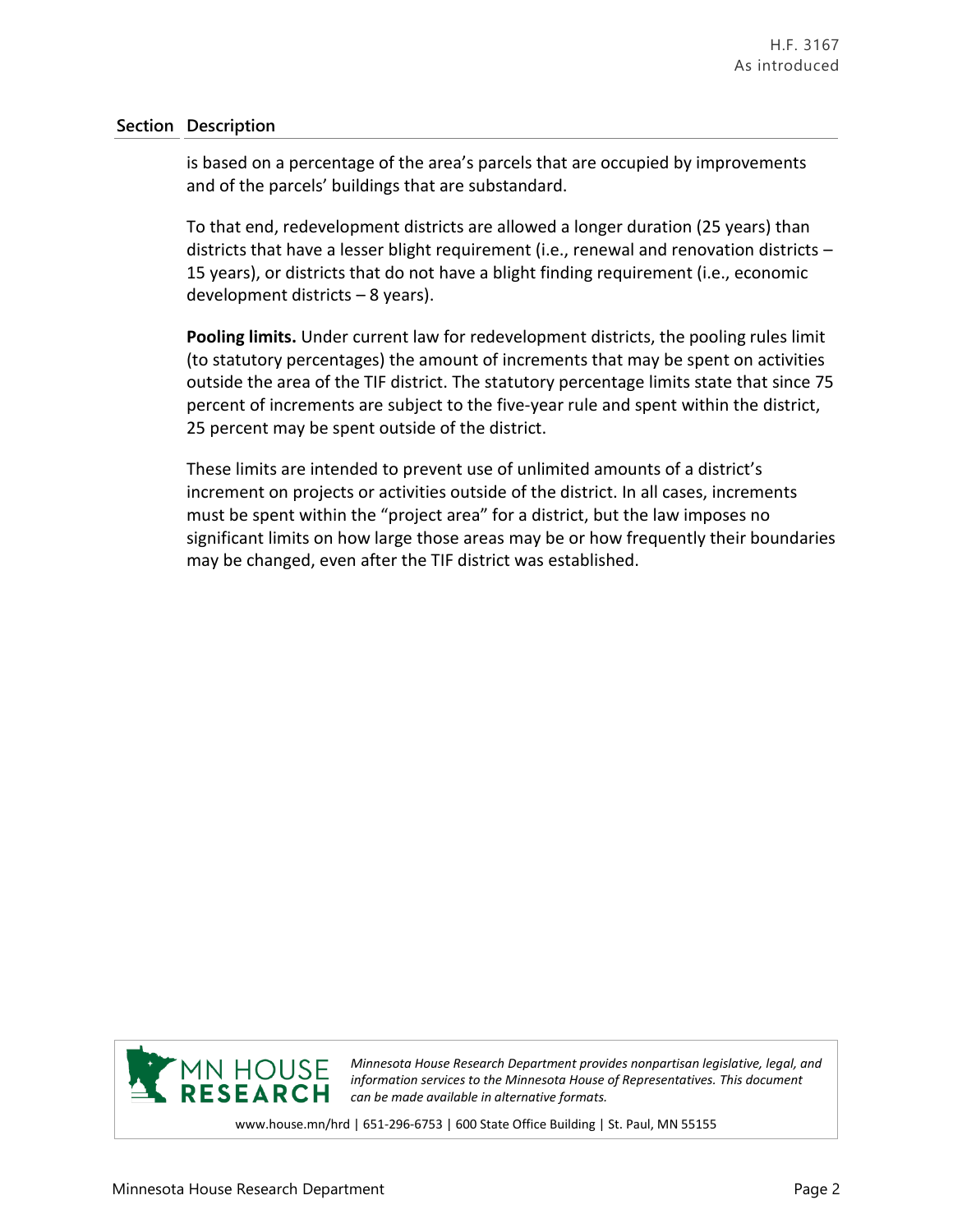| Section | Description |
|---|---|
| | is based on a percentage of the area's parcels that are occupied by improvements and of the parcels' buildings that are substandard. |
| | To that end, redevelopment districts are allowed a longer duration (25 years) than districts that have a lesser blight requirement (i.e., renewal and renovation districts – 15 years), or districts that do not have a blight finding requirement (i.e., economic development districts – 8 years). |
| | **Pooling limits.** Under current law for redevelopment districts, the pooling rules limit (to statutory percentages) the amount of increments that may be spent on activities outside the area of the TIF district. The statutory percentage limits state that since 75 percent of increments are subject to the five-year rule and spent within the district, 25 percent may be spent outside of the district. |
| | These limits are intended to prevent use of unlimited amounts of a district's increment on projects or activities outside of the district. In all cases, increments must be spent within the "project area" for a district, but the law imposes no significant limits on how large those areas may be or how frequently their boundaries may be changed, even after the TIF district was established. |

MN HOUSE RESEARCH

*Minnesota House Research Department provides nonpartisan legislative, legal, and information services to the Minnesota House of Representatives. This document can be made available in alternative formats.*

www.house.mn/hrd | 651-296-6753 | 600 State Office Building | St. Paul, MN 55155